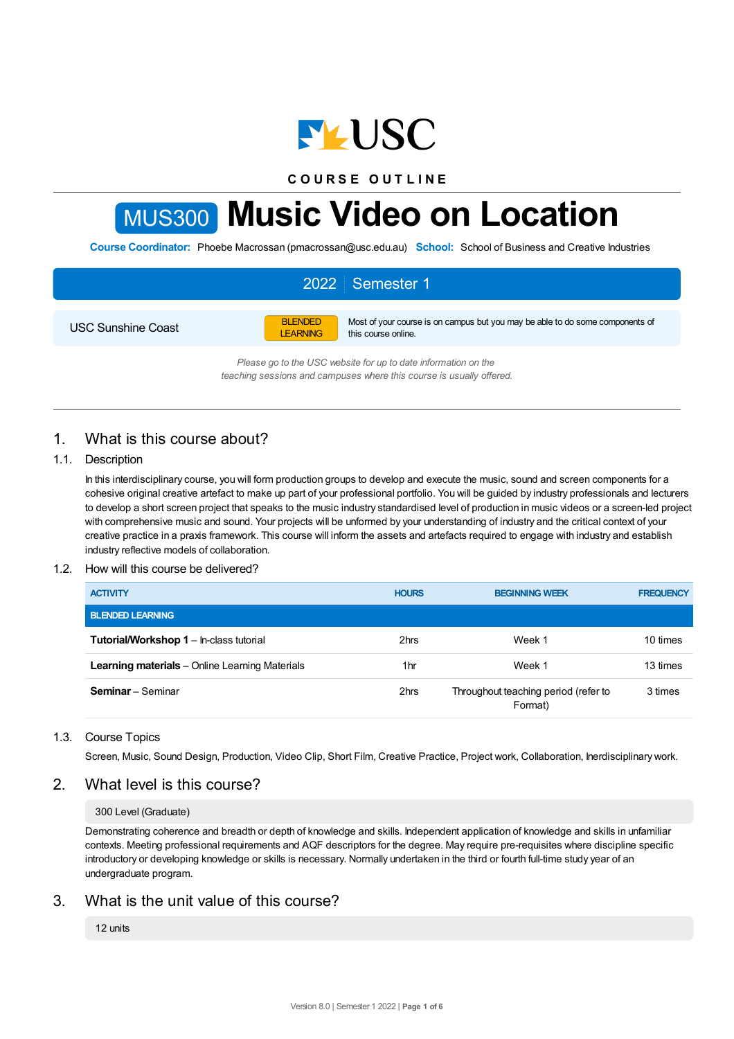COURSE OUTLINE

# MUS300 Music Video on Location

**Course Coordinator:** Phoebe Macrossan (pmacrossan@usc.edu.au) **School:** School of Business and Creative Industries

## 2022 | Semester 1

USC Sunshine Coast | BLENDED LEARNING | Most of your course is on campus but you may be able to do some components of this course online.

*Please go to the USC website for up to date information on the teaching sessions and campuses where this course is usually offered.*

## 1. What is this course about?

### 1.1. Description

In this interdisciplinary course, you will form production groups to develop and execute the music, sound and screen components for a cohesive original creative artefact to make up part of your professional portfolio. You will be guided by industry professionals and lecturers to develop a short screen project that speaks to the music industry standardised level of production in music videos or a screen-led project with comprehensive music and sound. Your projects will be unformed by your understanding of industry and the critical context of your creative practice in a praxis framework. This course will inform the assets and artefacts required to engage with industry and establish industry reflective models of collaboration.

### 1.2. How will this course be delivered?

| ACTIVITY | HOURS | BEGINNING WEEK | FREQUENCY |
|---|---|---|---|
| **BLENDED LEARNING** | | | |
| **Tutorial/Workshop 1** – In-class tutorial | 2hrs | Week 1 | 10 times |
| **Learning materials** – Online Learning Materials | 1hr | Week 1 | 13 times |
| **Seminar** – Seminar | 2hrs | Throughout teaching period (refer to Format) | 3 times |

### 1.3. Course Topics

Screen, Music, Sound Design, Production, Video Clip, Short Film, Creative Practice, Project work, Collaboration, Inerdisciplinary work.

## 2. What level is this course?

300 Level (Graduate)

Demonstrating coherence and breadth or depth of knowledge and skills. Independent application of knowledge and skills in unfamiliar contexts. Meeting professional requirements and AQF descriptors for the degree. May require pre-requisites where discipline specific introductory or developing knowledge or skills is necessary. Normally undertaken in the third or fourth full-time study year of an undergraduate program.

## 3. What is the unit value of this course?

12 units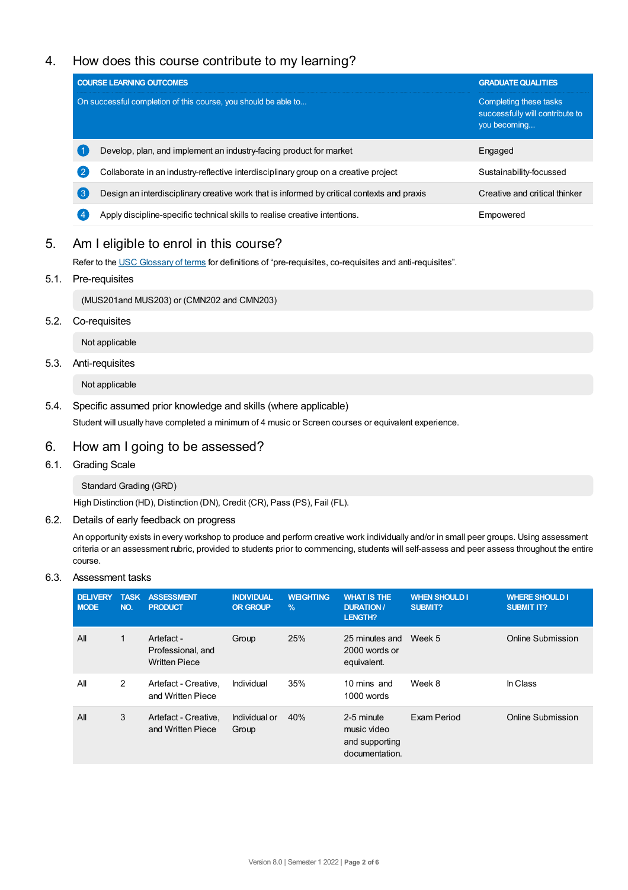## 4. How does this course contribute to my learning?

| COURSE LEARNING OUTCOMES | | GRADUATE QUALITIES |
|---|---|---|
| On successful completion of this course, you should be able to... | | Completing these tasks successfully will contribute to you becoming... |
| 1 | Develop, plan, and implement an industry-facing product for market | Engaged |
| 2 | Collaborate in an industry-reflective interdisciplinary group on a creative project | Sustainability-focussed |
| 3 | Design an interdisciplinary creative work that is informed by critical contexts and praxis | Creative and critical thinker |
| 4 | Apply discipline-specific technical skills to realise creative intentions. | Empowered |

## 5. Am I eligible to enrol in this course?

Refer to the USC Glossary of terms for definitions of "pre-requisites, co-requisites and anti-requisites".

### 5.1. Pre-requisites

(MUS201and MUS203) or (CMN202 and CMN203)

### 5.2. Co-requisites

Not applicable

### 5.3. Anti-requisites

Not applicable

### 5.4. Specific assumed prior knowledge and skills (where applicable)

Student will usually have completed a minimum of 4 music or Screen courses or equivalent experience.

## 6. How am I going to be assessed?

### 6.1. Grading Scale

Standard Grading (GRD)

High Distinction (HD), Distinction (DN), Credit (CR), Pass (PS), Fail (FL).

### 6.2. Details of early feedback on progress

An opportunity exists in every workshop to produce and perform creative work individually and/or in small peer groups. Using assessment criteria or an assessment rubric, provided to students prior to commencing, students will self-assess and peer assess throughout the entire course.

### 6.3. Assessment tasks

| DELIVERY MODE | TASK NO. | ASSESSMENT PRODUCT | INDIVIDUAL OR GROUP | WEIGHTING % | WHAT IS THE DURATION / LENGTH? | WHEN SHOULD I SUBMIT? | WHERE SHOULD I SUBMIT IT? |
|---|---|---|---|---|---|---|---|
| All | 1 | Artefact - Professional, and Written Piece | Group | 25% | 25 minutes and 2000 words or equivalent. | Week 5 | Online Submission |
| All | 2 | Artefact - Creative, and Written Piece | Individual | 35% | 10 mins and 1000 words | Week 8 | In Class |
| All | 3 | Artefact - Creative, and Written Piece | Individual or Group | 40% | 2-5 minute music video and supporting documentation. | Exam Period | Online Submission |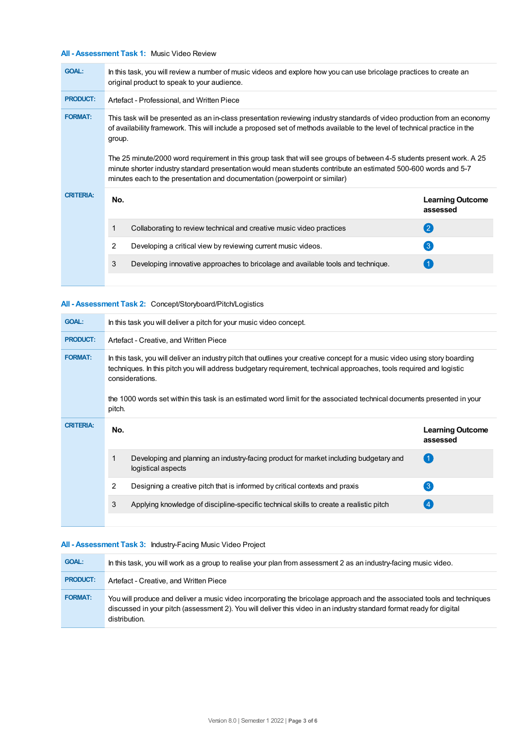### All - Assessment Task 1: Music Video Review

**GOAL:** In this task, you will review a number of music videos and explore how you can use bricolage practices to create an original product to speak to your audience.

**PRODUCT:** Artefact - Professional, and Written Piece

**FORMAT:** This task will be presented as an in-class presentation reviewing industry standards of video production from an economy of availability framework. This will include a proposed set of methods available to the level of technical practice in the group.

The 25 minute/2000 word requirement in this group task that will see groups of between 4-5 students present work. A 25 minute shorter industry standard presentation would mean students contribute an estimated 500-600 words and 5-7 minutes each to the presentation and documentation (powerpoint or similar)

**CRITERIA:**

| No. | | Learning Outcome assessed |
|---|---|---|
| 1 | Collaborating to review technical and creative music video practices | 2 |
| 2 | Developing a critical view by reviewing current music videos. | 3 |
| 3 | Developing innovative approaches to bricolage and available tools and technique. | 1 |

### All - Assessment Task 2: Concept/Storyboard/Pitch/Logistics

**GOAL:** In this task you will deliver a pitch for your music video concept.

**PRODUCT:** Artefact - Creative, and Written Piece

**FORMAT:** In this task, you will deliver an industry pitch that outlines your creative concept for a music video using story boarding techniques. In this pitch you will address budgetary requirement, technical approaches, tools required and logistic considerations.

the 1000 words set within this task is an estimated word limit for the associated technical documents presented in your pitch.

**CRITERIA:**

| No. | | Learning Outcome assessed |
|---|---|---|
| 1 | Developing and planning an industry-facing product for market including budgetary and logistical aspects | 1 |
| 2 | Designing a creative pitch that is informed by critical contexts and praxis | 3 |
| 3 | Applying knowledge of discipline-specific technical skills to create a realistic pitch | 4 |

### All - Assessment Task 3: Industry-Facing Music Video Project

**GOAL:** In this task, you will work as a group to realise your plan from assessment 2 as an industry-facing music video.

**PRODUCT:** Artefact - Creative, and Written Piece

**FORMAT:** You will produce and deliver a music video incorporating the bricolage approach and the associated tools and techniques discussed in your pitch (assessment 2). You will deliver this video in an industry standard format ready for digital distribution.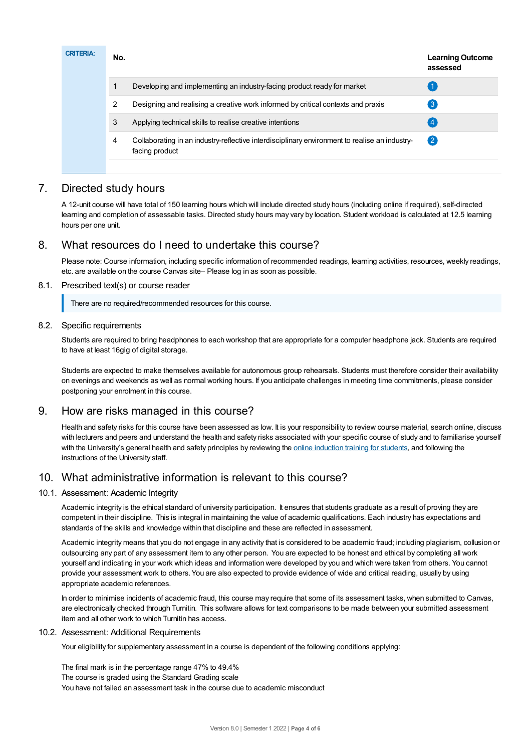**CRITERIA:**

| No. | | Learning Outcome assessed |
|---|---|---|
| 1 | Developing and implementing an industry-facing product ready for market | 1 |
| 2 | Designing and realising a creative work informed by critical contexts and praxis | 3 |
| 3 | Applying technical skills to realise creative intentions | 4 |
| 4 | Collaborating in an industry-reflective interdisciplinary environment to realise an industry-facing product | 2 |

## 7. Directed study hours

A 12-unit course will have total of 150 learning hours which will include directed study hours (including online if required), self-directed learning and completion of assessable tasks. Directed study hours may vary by location. Student workload is calculated at 12.5 learning hours per one unit.

## 8. What resources do I need to undertake this course?

Please note: Course information, including specific information of recommended readings, learning activities, resources, weekly readings, etc. are available on the course Canvas site– Please log in as soon as possible.

### 8.1. Prescribed text(s) or course reader

> There are no required/recommended resources for this course.

### 8.2. Specific requirements

Students are required to bring headphones to each workshop that are appropriate for a computer headphone jack. Students are required to have at least 16gig of digital storage.

Students are expected to make themselves available for autonomous group rehearsals. Students must therefore consider their availability on evenings and weekends as well as normal working hours. If you anticipate challenges in meeting time commitments, please consider postponing your enrolment in this course.

## 9. How are risks managed in this course?

Health and safety risks for this course have been assessed as low. It is your responsibility to review course material, search online, discuss with lecturers and peers and understand the health and safety risks associated with your specific course of study and to familiarise yourself with the University's general health and safety principles by reviewing the online induction training for students, and following the instructions of the University staff.

## 10. What administrative information is relevant to this course?

### 10.1. Assessment: Academic Integrity

Academic integrity is the ethical standard of university participation. It ensures that students graduate as a result of proving they are competent in their discipline. This is integral in maintaining the value of academic qualifications. Each industry has expectations and standards of the skills and knowledge within that discipline and these are reflected in assessment.

Academic integrity means that you do not engage in any activity that is considered to be academic fraud; including plagiarism, collusion or outsourcing any part of any assessment item to any other person. You are expected to be honest and ethical by completing all work yourself and indicating in your work which ideas and information were developed by you and which were taken from others. You cannot provide your assessment work to others. You are also expected to provide evidence of wide and critical reading, usually by using appropriate academic references.

In order to minimise incidents of academic fraud, this course may require that some of its assessment tasks, when submitted to Canvas, are electronically checked through Turnitin. This software allows for text comparisons to be made between your submitted assessment item and all other work to which Turnitin has access.

### 10.2. Assessment: Additional Requirements

Your eligibility for supplementary assessment in a course is dependent of the following conditions applying:

The final mark is in the percentage range 47% to 49.4%
The course is graded using the Standard Grading scale
You have not failed an assessment task in the course due to academic misconduct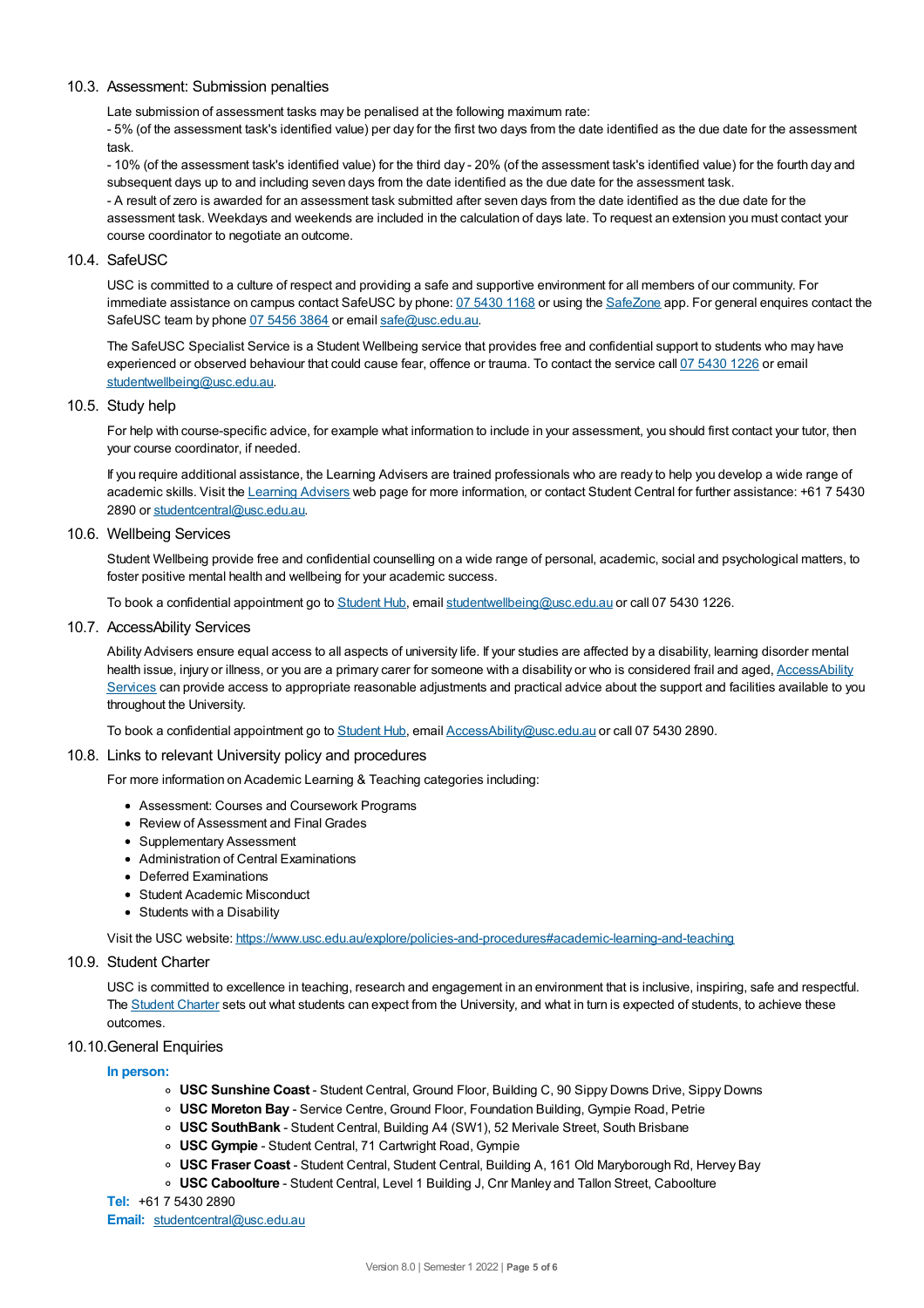### 10.3. Assessment: Submission penalties

Late submission of assessment tasks may be penalised at the following maximum rate:

- 5% (of the assessment task's identified value) per day for the first two days from the date identified as the due date for the assessment task.

- 10% (of the assessment task's identified value) for the third day - 20% (of the assessment task's identified value) for the fourth day and subsequent days up to and including seven days from the date identified as the due date for the assessment task.

- A result of zero is awarded for an assessment task submitted after seven days from the date identified as the due date for the assessment task. Weekdays and weekends are included in the calculation of days late. To request an extension you must contact your course coordinator to negotiate an outcome.

### 10.4. SafeUSC

USC is committed to a culture of respect and providing a safe and supportive environment for all members of our community. For immediate assistance on campus contact SafeUSC by phone: 07 5430 1168 or using the SafeZone app. For general enquires contact the SafeUSC team by phone 07 5456 3864 or email safe@usc.edu.au.

The SafeUSC Specialist Service is a Student Wellbeing service that provides free and confidential support to students who may have experienced or observed behaviour that could cause fear, offence or trauma. To contact the service call 07 5430 1226 or email studentwellbeing@usc.edu.au.

### 10.5. Study help

For help with course-specific advice, for example what information to include in your assessment, you should first contact your tutor, then your course coordinator, if needed.

If you require additional assistance, the Learning Advisers are trained professionals who are ready to help you develop a wide range of academic skills. Visit the Learning Advisers web page for more information, or contact Student Central for further assistance: +61 7 5430 2890 or studentcentral@usc.edu.au.

### 10.6. Wellbeing Services

Student Wellbeing provide free and confidential counselling on a wide range of personal, academic, social and psychological matters, to foster positive mental health and wellbeing for your academic success.

To book a confidential appointment go to Student Hub, email studentwellbeing@usc.edu.au or call 07 5430 1226.

### 10.7. AccessAbility Services

Ability Advisers ensure equal access to all aspects of university life. If your studies are affected by a disability, learning disorder mental health issue, injury or illness, or you are a primary carer for someone with a disability or who is considered frail and aged, AccessAbility Services can provide access to appropriate reasonable adjustments and practical advice about the support and facilities available to you throughout the University.

To book a confidential appointment go to Student Hub, email AccessAbility@usc.edu.au or call 07 5430 2890.

### 10.8. Links to relevant University policy and procedures

For more information on Academic Learning & Teaching categories including:

- Assessment: Courses and Coursework Programs
- Review of Assessment and Final Grades
- Supplementary Assessment
- Administration of Central Examinations
- Deferred Examinations
- Student Academic Misconduct
- Students with a Disability

Visit the USC website: https://www.usc.edu.au/explore/policies-and-procedures#academic-learning-and-teaching

### 10.9. Student Charter

USC is committed to excellence in teaching, research and engagement in an environment that is inclusive, inspiring, safe and respectful. The Student Charter sets out what students can expect from the University, and what in turn is expected of students, to achieve these outcomes.

### 10.10. General Enquiries

**In person:**

- **USC Sunshine Coast** - Student Central, Ground Floor, Building C, 90 Sippy Downs Drive, Sippy Downs
- **USC Moreton Bay** - Service Centre, Ground Floor, Foundation Building, Gympie Road, Petrie
- **USC SouthBank** - Student Central, Building A4 (SW1), 52 Merivale Street, South Brisbane
- **USC Gympie** - Student Central, 71 Cartwright Road, Gympie
- **USC Fraser Coast** - Student Central, Student Central, Building A, 161 Old Maryborough Rd, Hervey Bay
- **USC Caboolture** - Student Central, Level 1 Building J, Cnr Manley and Tallon Street, Caboolture

**Tel:** +61 7 5430 2890

**Email:** studentcentral@usc.edu.au